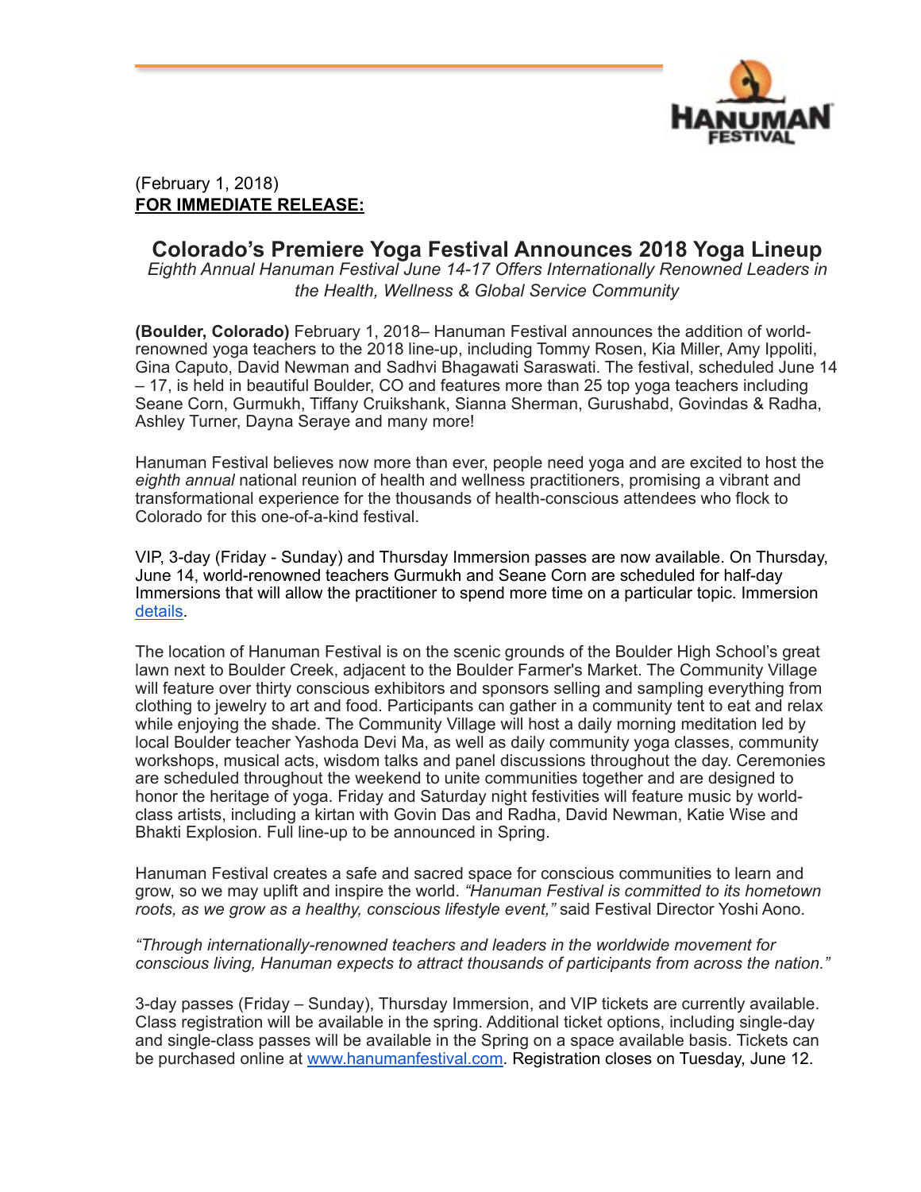(February 1, 2018)
**FOR IMMEDIATE RELEASE:**

# Colorado's Premiere Yoga Festival Announces 2018 Yoga Lineup

*Eighth Annual Hanuman Festival June 14-17 Offers Internationally Renowned Leaders in the Health, Wellness & Global Service Community*

**(Boulder, Colorado)** February 1, 2018– Hanuman Festival announces the addition of world-renowned yoga teachers to the 2018 line-up, including Tommy Rosen, Kia Miller, Amy Ippoliti, Gina Caputo, David Newman and Sadhvi Bhagawati Saraswati. The festival, scheduled June 14 – 17, is held in beautiful Boulder, CO and features more than 25 top yoga teachers including Seane Corn, Gurmukh, Tiffany Cruikshank, Sianna Sherman, Gurushabd, Govindas & Radha, Ashley Turner, Dayna Seraye and many more!

Hanuman Festival believes now more than ever, people need yoga and are excited to host the *eighth annual* national reunion of health and wellness practitioners, promising a vibrant and transformational experience for the thousands of health-conscious attendees who flock to Colorado for this one-of-a-kind festival.

VIP, 3-day (Friday - Sunday) and Thursday Immersion passes are now available. On Thursday, June 14, world-renowned teachers Gurmukh and Seane Corn are scheduled for half-day Immersions that will allow the practitioner to spend more time on a particular topic. Immersion details.

The location of Hanuman Festival is on the scenic grounds of the Boulder High School's great lawn next to Boulder Creek, adjacent to the Boulder Farmer's Market. The Community Village will feature over thirty conscious exhibitors and sponsors selling and sampling everything from clothing to jewelry to art and food. Participants can gather in a community tent to eat and relax while enjoying the shade. The Community Village will host a daily morning meditation led by local Boulder teacher Yashoda Devi Ma, as well as daily community yoga classes, community workshops, musical acts, wisdom talks and panel discussions throughout the day. Ceremonies are scheduled throughout the weekend to unite communities together and are designed to honor the heritage of yoga. Friday and Saturday night festivities will feature music by world-class artists, including a kirtan with Govin Das and Radha, David Newman, Katie Wise and Bhakti Explosion. Full line-up to be announced in Spring.

Hanuman Festival creates a safe and sacred space for conscious communities to learn and grow, so we may uplift and inspire the world. *"Hanuman Festival is committed to its hometown roots, as we grow as a healthy, conscious lifestyle event,"* said Festival Director Yoshi Aono.

*"Through internationally-renowned teachers and leaders in the worldwide movement for conscious living, Hanuman expects to attract thousands of participants from across the nation."*

3-day passes (Friday – Sunday), Thursday Immersion, and VIP tickets are currently available. Class registration will be available in the spring. Additional ticket options, including single-day and single-class passes will be available in the Spring on a space available basis. Tickets can be purchased online at www.hanumanfestival.com. Registration closes on Tuesday, June 12.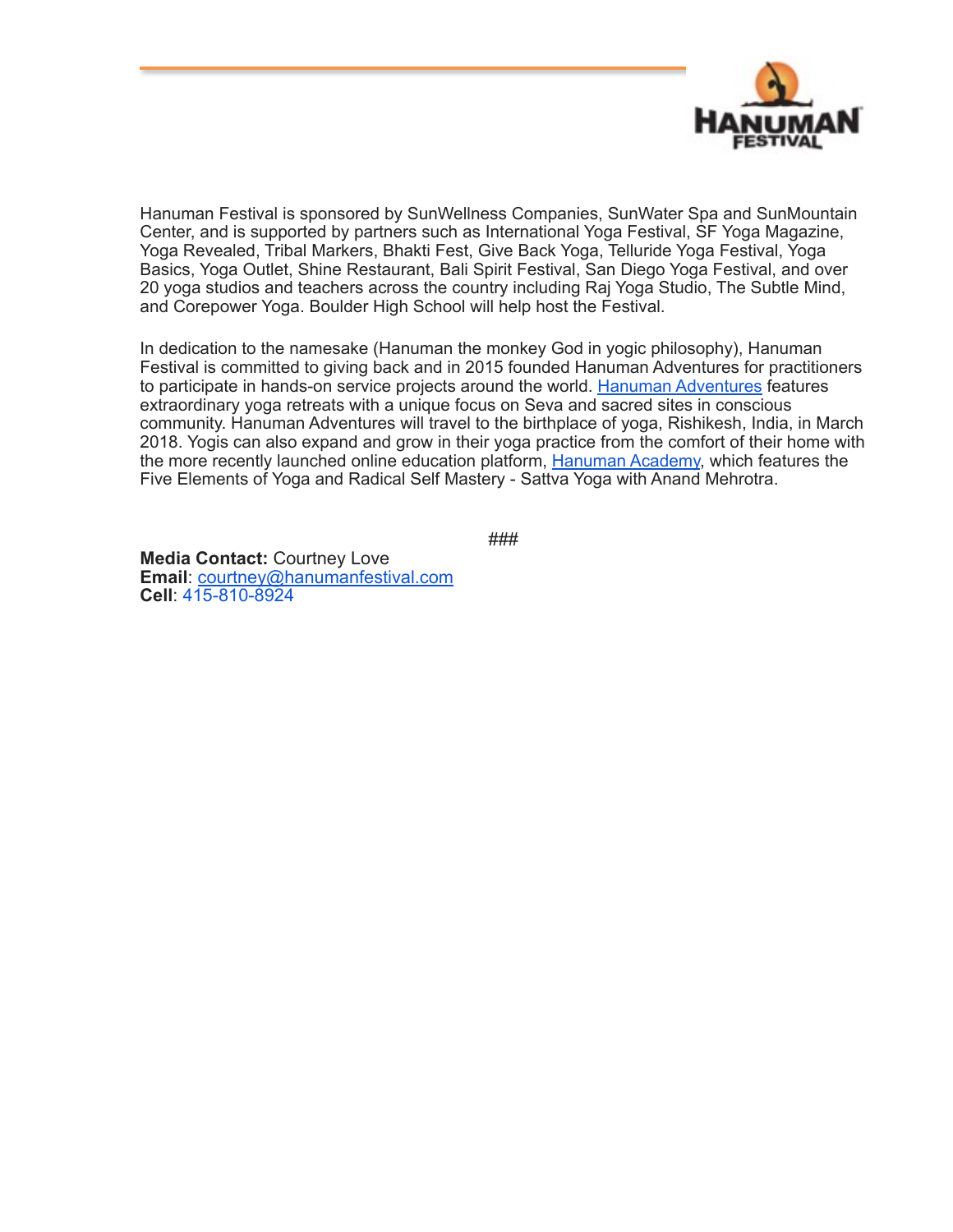Hanuman Festival is sponsored by SunWellness Companies, SunWater Spa and SunMountain Center, and is supported by partners such as International Yoga Festival, SF Yoga Magazine, Yoga Revealed, Tribal Markers, Bhakti Fest, Give Back Yoga, Telluride Yoga Festival, Yoga Basics, Yoga Outlet, Shine Restaurant, Bali Spirit Festival, San Diego Yoga Festival, and over 20 yoga studios and teachers across the country including Raj Yoga Studio, The Subtle Mind, and Corepower Yoga. Boulder High School will help host the Festival.

In dedication to the namesake (Hanuman the monkey God in yogic philosophy), Hanuman Festival is committed to giving back and in 2015 founded Hanuman Adventures for practitioners to participate in hands-on service projects around the world. Hanuman Adventures features extraordinary yoga retreats with a unique focus on Seva and sacred sites in conscious community. Hanuman Adventures will travel to the birthplace of yoga, Rishikesh, India, in March 2018. Yogis can also expand and grow in their yoga practice from the comfort of their home with the more recently launched online education platform, Hanuman Academy, which features the Five Elements of Yoga and Radical Self Mastery - Sattva Yoga with Anand Mehrotra.

###

**Media Contact:** Courtney Love
**Email**: courtney@hanumanfestival.com
**Cell**: 415-810-8924